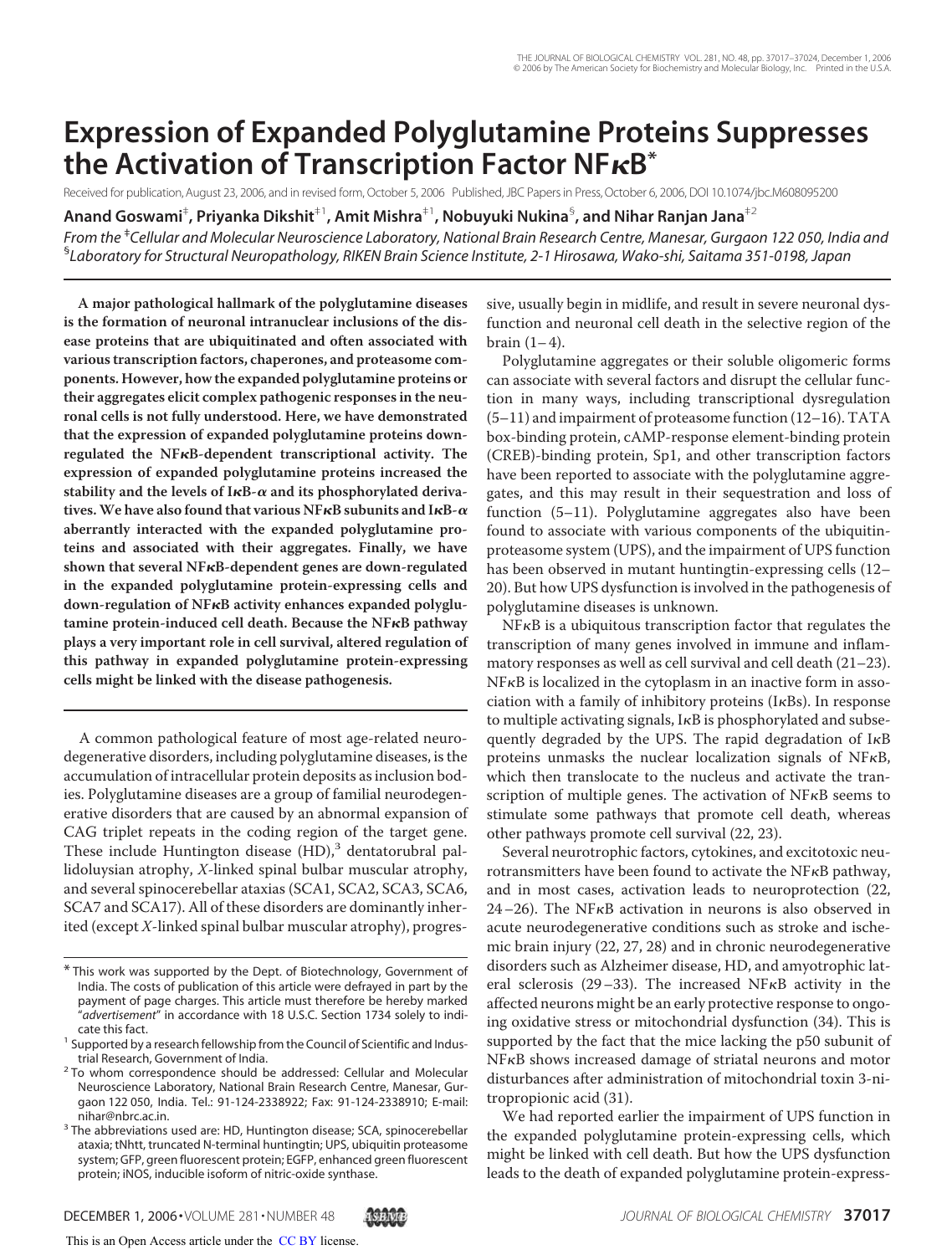# Expression of Expanded Polyglutamine Proteins Suppresses the Activation of Transcription Factor NFκB*

Received for publication, August 23, 2006, and in revised form, October 5, 2006 Published, JBC Papers in Press, October 6, 2006, DOI 10.1074/jbc.M608095200

**Anand Goswami[‡], Priyanka Dikshit[‡1], Amit Mishra[‡1], Nobuyuki Nukina[§], and Nihar Ranjan Jana[‡2]**

*From the [‡]Cellular and Molecular Neuroscience Laboratory, National Brain Research Centre, Manesar, Gurgaon 122 050, India and [§]Laboratory for Structural Neuropathology, RIKEN Brain Science Institute, 2-1 Hirosawa, Wako-shi, Saitama 351-0198, Japan*

**A major pathological hallmark of the polyglutamine diseases is the formation of neuronal intranuclear inclusions of the disease proteins that are ubiquitinated and often associated with various transcription factors, chaperones, and proteasome components. However, how the expanded polyglutamine proteins or their aggregates elicit complex pathogenic responses in the neuronal cells is not fully understood. Here, we have demonstrated that the expression of expanded polyglutamine proteins down-regulated the NFκB-dependent transcriptional activity. The expression of expanded polyglutamine proteins increased the stability and the levels of IκB-α and its phosphorylated derivatives. We have also found that various NFκB subunits and IκB-α aberrantly interacted with the expanded polyglutamine proteins and associated with their aggregates. Finally, we have shown that several NFκB-dependent genes are down-regulated in the expanded polyglutamine protein-expressing cells and down-regulation of NFκB activity enhances expanded polyglutamine protein-induced cell death. Because the NFκB pathway plays a very important role in cell survival, altered regulation of this pathway in expanded polyglutamine protein-expressing cells might be linked with the disease pathogenesis.**

A common pathological feature of most age-related neurodegenerative disorders, including polyglutamine diseases, is the accumulation of intracellular protein deposits as inclusion bodies. Polyglutamine diseases are a group of familial neurodegenerative disorders that are caused by an abnormal expansion of CAG triplet repeats in the coding region of the target gene. These include Huntington disease (HD),[3] dentatorubral pallidoluysian atrophy, *X*-linked spinal bulbar muscular atrophy, and several spinocerebellar ataxias (SCA1, SCA2, SCA3, SCA6, SCA7 and SCA17). All of these disorders are dominantly inherited (except *X*-linked spinal bulbar muscular atrophy), progressive, usually begin in midlife, and result in severe neuronal dysfunction and neuronal cell death in the selective region of the brain (1–4).

Polyglutamine aggregates or their soluble oligomeric forms can associate with several factors and disrupt the cellular function in many ways, including transcriptional dysregulation (5–11) and impairment of proteasome function (12–16). TATA box-binding protein, cAMP-response element-binding protein (CREB)-binding protein, Sp1, and other transcription factors have been reported to associate with the polyglutamine aggregates, and this may result in their sequestration and loss of function (5–11). Polyglutamine aggregates also have been found to associate with various components of the ubiquitin-proteasome system (UPS), and the impairment of UPS function has been observed in mutant huntingtin-expressing cells (12–20). But how UPS dysfunction is involved in the pathogenesis of polyglutamine diseases is unknown.

NFκB is a ubiquitous transcription factor that regulates the transcription of many genes involved in immune and inflammatory responses as well as cell survival and cell death (21–23). NFκB is localized in the cytoplasm in an inactive form in association with a family of inhibitory proteins (IκBs). In response to multiple activating signals, IκB is phosphorylated and subsequently degraded by the UPS. The rapid degradation of IκB proteins unmasks the nuclear localization signals of NFκB, which then translocate to the nucleus and activate the transcription of multiple genes. The activation of NFκB seems to stimulate some pathways that promote cell death, whereas other pathways promote cell survival (22, 23).

Several neurotrophic factors, cytokines, and excitotoxic neurotransmitters have been found to activate the NFκB pathway, and in most cases, activation leads to neuroprotection (22, 24–26). The NFκB activation in neurons is also observed in acute neurodegenerative conditions such as stroke and ischemic brain injury (22, 27, 28) and in chronic neurodegenerative disorders such as Alzheimer disease, HD, and amyotrophic lateral sclerosis (29–33). The increased NFκB activity in the affected neurons might be an early protective response to ongoing oxidative stress or mitochondrial dysfunction (34). This is supported by the fact that the mice lacking the p50 subunit of NFκB shows increased damage of striatal neurons and motor disturbances after administration of mitochondrial toxin 3-nitropropionic acid (31).

We had reported earlier the impairment of UPS function in the expanded polyglutamine protein-expressing cells, which might be linked with cell death. But how the UPS dysfunction leads to the death of expanded polyglutamine protein-express-

---

\* This work was supported by the Dept. of Biotechnology, Government of India. The costs of publication of this article were defrayed in part by the payment of page charges. This article must therefore be hereby marked "*advertisement*" in accordance with 18 U.S.C. Section 1734 solely to indicate this fact.

[1] Supported by a research fellowship from the Council of Scientific and Industrial Research, Government of India.

[2] To whom correspondence should be addressed: Cellular and Molecular Neuroscience Laboratory, National Brain Research Centre, Manesar, Gurgaon 122 050, India. Tel.: 91-124-2338922; Fax: 91-124-2338910; E-mail: nihar@nbrc.ac.in.

[3] The abbreviations used are: HD, Huntington disease; SCA, spinocerebellar ataxia; tNhtt, truncated N-terminal huntingtin; UPS, ubiquitin proteasome system; GFP, green fluorescent protein; EGFP, enhanced green fluorescent protein; iNOS, inducible isoform of nitric-oxide synthase.

This is an Open Access article under the CC BY license.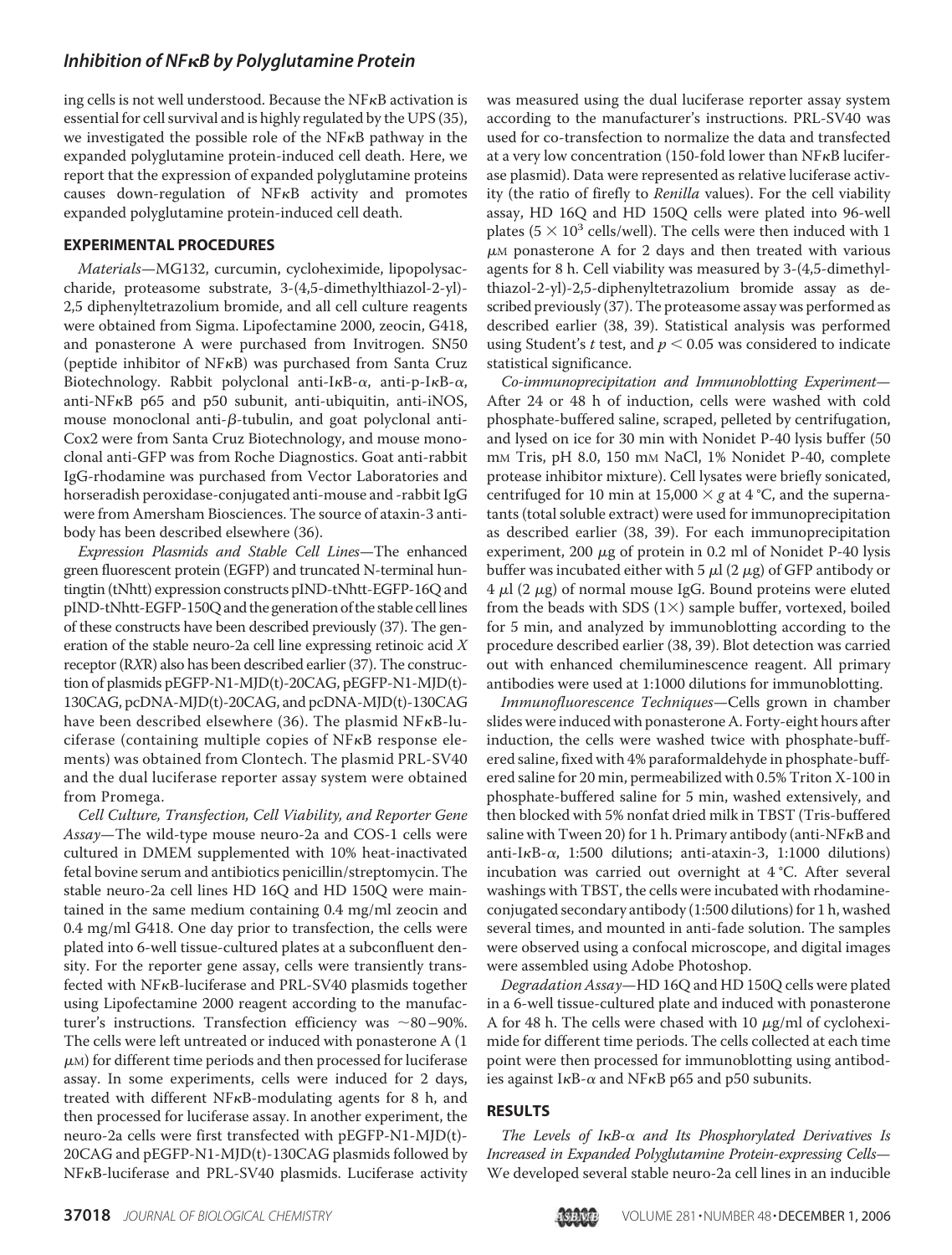ing cells is not well understood. Because the NFκB activation is essential for cell survival and is highly regulated by the UPS (35), we investigated the possible role of the NFκB pathway in the expanded polyglutamine protein-induced cell death. Here, we report that the expression of expanded polyglutamine proteins causes down-regulation of NFκB activity and promotes expanded polyglutamine protein-induced cell death.

## EXPERIMENTAL PROCEDURES

*Materials*—MG132, curcumin, cycloheximide, lipopolysaccharide, proteasome substrate, 3-(4,5-dimethylthiazol-2-yl)-2,5 diphenyltetrazolium bromide, and all cell culture reagents were obtained from Sigma. Lipofectamine 2000, zeocin, G418, and ponasterone A were purchased from Invitrogen. SN50 (peptide inhibitor of NFκB) was purchased from Santa Cruz Biotechnology. Rabbit polyclonal anti-IκB-α, anti-p-IκB-α, anti-NFκB p65 and p50 subunit, anti-ubiquitin, anti-iNOS, mouse monoclonal anti-β-tubulin, and goat polyclonal anti-Cox2 were from Santa Cruz Biotechnology, and mouse monoclonal anti-GFP was from Roche Diagnostics. Goat anti-rabbit IgG-rhodamine was purchased from Vector Laboratories and horseradish peroxidase-conjugated anti-mouse and -rabbit IgG were from Amersham Biosciences. The source of ataxin-3 antibody has been described elsewhere (36).

*Expression Plasmids and Stable Cell Lines*—The enhanced green fluorescent protein (EGFP) and truncated N-terminal huntingtin (tNhtt) expression constructs pIND-tNhtt-EGFP-16Q and pIND-tNhtt-EGFP-150Q and the generation of the stable cell lines of these constructs have been described previously (37). The generation of the stable neuro-2a cell line expressing retinoic acid *X* receptor (R*X*R) also has been described earlier (37). The construction of plasmids pEGFP-N1-MJD(t)-20CAG, pEGFP-N1-MJD(t)-130CAG, pcDNA-MJD(t)-20CAG, and pcDNA-MJD(t)-130CAG have been described elsewhere (36). The plasmid NFκB-luciferase (containing multiple copies of NFκB response elements) was obtained from Clontech. The plasmid PRL-SV40 and the dual luciferase reporter assay system were obtained from Promega.

*Cell Culture, Transfection, Cell Viability, and Reporter Gene Assay*—The wild-type mouse neuro-2a and COS-1 cells were cultured in DMEM supplemented with 10% heat-inactivated fetal bovine serum and antibiotics penicillin/streptomycin. The stable neuro-2a cell lines HD 16Q and HD 150Q were maintained in the same medium containing 0.4 mg/ml zeocin and 0.4 mg/ml G418. One day prior to transfection, the cells were plated into 6-well tissue-cultured plates at a subconfluent density. For the reporter gene assay, cells were transiently transfected with NFκB-luciferase and PRL-SV40 plasmids together using Lipofectamine 2000 reagent according to the manufacturer's instructions. Transfection efficiency was ~80–90%. The cells were left untreated or induced with ponasterone A (1 μM) for different time periods and then processed for luciferase assay. In some experiments, cells were induced for 2 days, treated with different NFκB-modulating agents for 8 h, and then processed for luciferase assay. In another experiment, the neuro-2a cells were first transfected with pEGFP-N1-MJD(t)-20CAG and pEGFP-N1-MJD(t)-130CAG plasmids followed by NFκB-luciferase and PRL-SV40 plasmids. Luciferase activity was measured using the dual luciferase reporter assay system according to the manufacturer's instructions. PRL-SV40 was used for co-transfection to normalize the data and transfected at a very low concentration (150-fold lower than NFκB luciferase plasmid). Data were represented as relative luciferase activity (the ratio of firefly to *Renilla* values). For the cell viability assay, HD 16Q and HD 150Q cells were plated into 96-well plates ($5 \times 10^3$ cells/well). The cells were then induced with 1 μM ponasterone A for 2 days and then treated with various agents for 8 h. Cell viability was measured by 3-(4,5-dimethylthiazol-2-yl)-2,5-diphenyltetrazolium bromide assay as described previously (37). The proteasome assay was performed as described earlier (38, 39). Statistical analysis was performed using Student's *t* test, and $p < 0.05$ was considered to indicate statistical significance.

*Co-immunoprecipitation and Immunoblotting Experiment*—After 24 or 48 h of induction, cells were washed with cold phosphate-buffered saline, scraped, pelleted by centrifugation, and lysed on ice for 30 min with Nonidet P-40 lysis buffer (50 mM Tris, pH 8.0, 150 mM NaCl, 1% Nonidet P-40, complete protease inhibitor mixture). Cell lysates were briefly sonicated, centrifuged for 10 min at $15{,}000 \times g$ at 4 °C, and the supernatants (total soluble extract) were used for immunoprecipitation as described earlier (38, 39). For each immunoprecipitation experiment, 200 μg of protein in 0.2 ml of Nonidet P-40 lysis buffer was incubated either with 5 μl (2 μg) of GFP antibody or 4 μl (2 μg) of normal mouse IgG. Bound proteins were eluted from the beads with SDS (1×) sample buffer, vortexed, boiled for 5 min, and analyzed by immunoblotting according to the procedure described earlier (38, 39). Blot detection was carried out with enhanced chemiluminescence reagent. All primary antibodies were used at 1:1000 dilutions for immunoblotting.

*Immunofluorescence Techniques*—Cells grown in chamber slides were induced with ponasterone A. Forty-eight hours after induction, the cells were washed twice with phosphate-buffered saline, fixed with 4% paraformaldehyde in phosphate-buffered saline for 20 min, permeabilized with 0.5% Triton X-100 in phosphate-buffered saline for 5 min, washed extensively, and then blocked with 5% nonfat dried milk in TBST (Tris-buffered saline with Tween 20) for 1 h. Primary antibody (anti-NFκB and anti-IκB-α, 1:500 dilutions; anti-ataxin-3, 1:1000 dilutions) incubation was carried out overnight at 4 °C. After several washings with TBST, the cells were incubated with rhodamine-conjugated secondary antibody (1:500 dilutions) for 1 h, washed several times, and mounted in anti-fade solution. The samples were observed using a confocal microscope, and digital images were assembled using Adobe Photoshop.

*Degradation Assay*—HD 16Q and HD 150Q cells were plated in a 6-well tissue-cultured plate and induced with ponasterone A for 48 h. The cells were chased with 10 μg/ml of cycloheximide for different time periods. The cells collected at each time point were then processed for immunoblotting using antibodies against IκB-α and NFκB p65 and p50 subunits.

## RESULTS

*The Levels of IκB-α and Its Phosphorylated Derivatives Is Increased in Expanded Polyglutamine Protein-expressing Cells*—We developed several stable neuro-2a cell lines in an inducible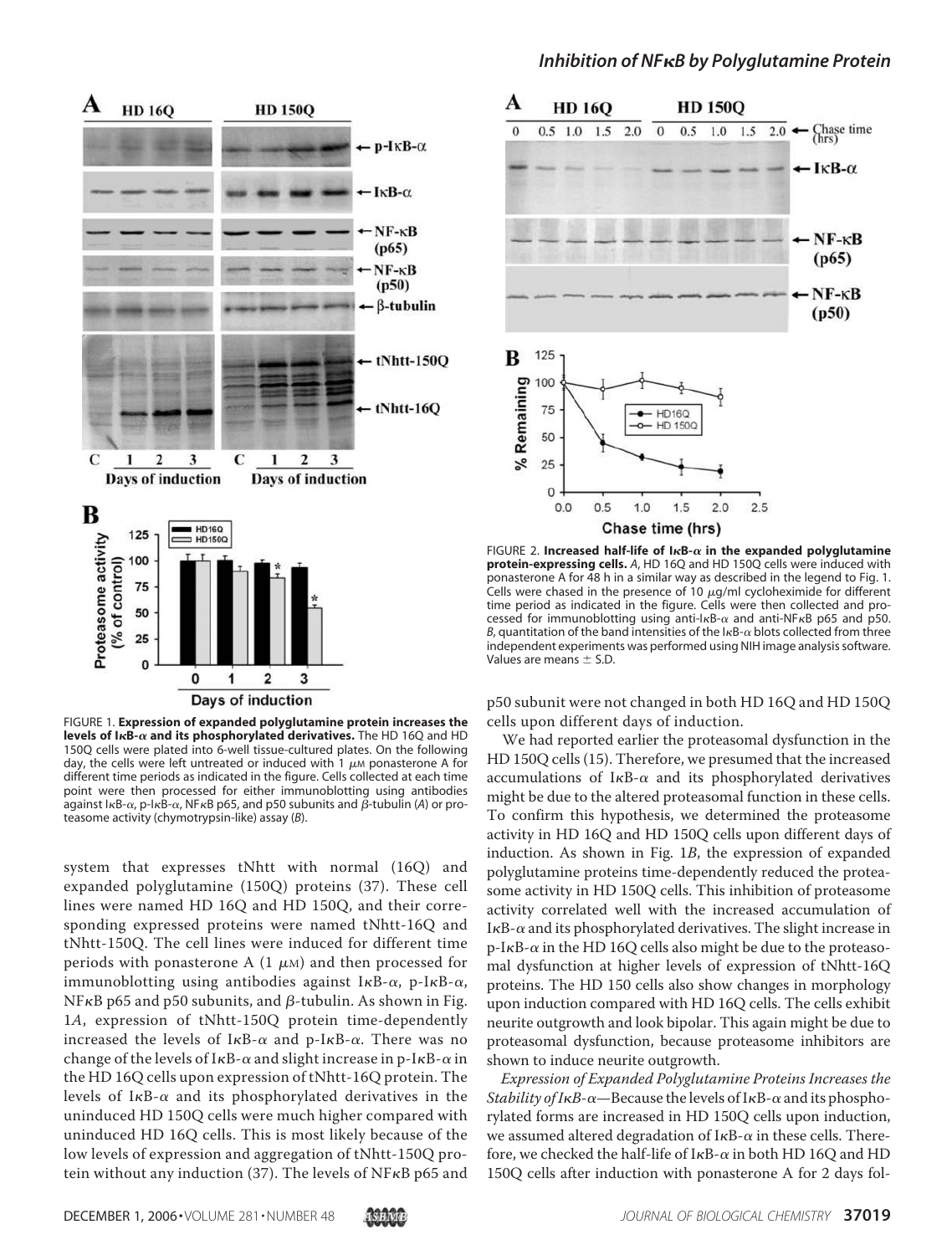FIGURE 1. **Expression of expanded polyglutamine protein increases the levels of IκB-α and its phosphorylated derivatives.** The HD 16Q and HD 150Q cells were plated into 6-well tissue-cultured plates. On the following day, the cells were left untreated or induced with 1 μM ponasterone A for different time periods as indicated in the figure. Cells collected at each time point were then processed for either immunoblotting using antibodies against IκB-α, p-IκB-α, NFκB p65, and p50 subunits and β-tubulin (*A*) or proteasome activity (chymotrypsin-like) assay (*B*).

FIGURE 2. **Increased half-life of IκB-α in the expanded polyglutamine protein-expressing cells.** *A*, HD 16Q and HD 150Q cells were induced with ponasterone A for 48 h in a similar way as described in the legend to Fig. 1. Cells were chased in the presence of 10 μg/ml cycloheximide for different time period as indicated in the figure. Cells were then collected and processed for immunoblotting using anti-IκB-α and anti-NFκB p65 and p50. *B*, quantitation of the band intensities of the IκB-α blots collected from three independent experiments was performed using NIH image analysis software. Values are means ± S.D.

system that expresses tNhtt with normal (16Q) and expanded polyglutamine (150Q) proteins (37). These cell lines were named HD 16Q and HD 150Q, and their corresponding expressed proteins were named tNhtt-16Q and tNhtt-150Q. The cell lines were induced for different time periods with ponasterone A (1 μM) and then processed for immunoblotting using antibodies against IκB-α, p-IκB-α, NFκB p65 and p50 subunits, and β-tubulin. As shown in Fig. 1*A*, expression of tNhtt-150Q protein time-dependently increased the levels of IκB-α and p-IκB-α. There was no change of the levels of IκB-α and slight increase in p-IκB-α in the HD 16Q cells upon expression of tNhtt-16Q protein. The levels of IκB-α and its phosphorylated derivatives in the uninduced HD 150Q cells were much higher compared with uninduced HD 16Q cells. This is most likely because of the low levels of expression and aggregation of tNhtt-150Q protein without any induction (37). The levels of NFκB p65 and p50 subunit were not changed in both HD 16Q and HD 150Q cells upon different days of induction.

We had reported earlier the proteasomal dysfunction in the HD 150Q cells (15). Therefore, we presumed that the increased accumulations of IκB-α and its phosphorylated derivatives might be due to the altered proteasomal function in these cells. To confirm this hypothesis, we determined the proteasome activity in HD 16Q and HD 150Q cells upon different days of induction. As shown in Fig. 1*B*, the expression of expanded polyglutamine proteins time-dependently reduced the proteasome activity in HD 150Q cells. This inhibition of proteasome activity correlated well with the increased accumulation of IκB-α and its phosphorylated derivatives. The slight increase in p-IκB-α in the HD 16Q cells also might be due to the proteasomal dysfunction at higher levels of expression of tNhtt-16Q proteins. The HD 150 cells also show changes in morphology upon induction compared with HD 16Q cells. The cells exhibit neurite outgrowth and look bipolar. This again might be due to proteasomal dysfunction, because proteasome inhibitors are shown to induce neurite outgrowth.

*Expression of Expanded Polyglutamine Proteins Increases the Stability of IκB-α*—Because the levels of IκB-α and its phosphorylated forms are increased in HD 150Q cells upon induction, we assumed altered degradation of IκB-α in these cells. Therefore, we checked the half-life of IκB-α in both HD 16Q and HD 150Q cells after induction with ponasterone A for 2 days fol-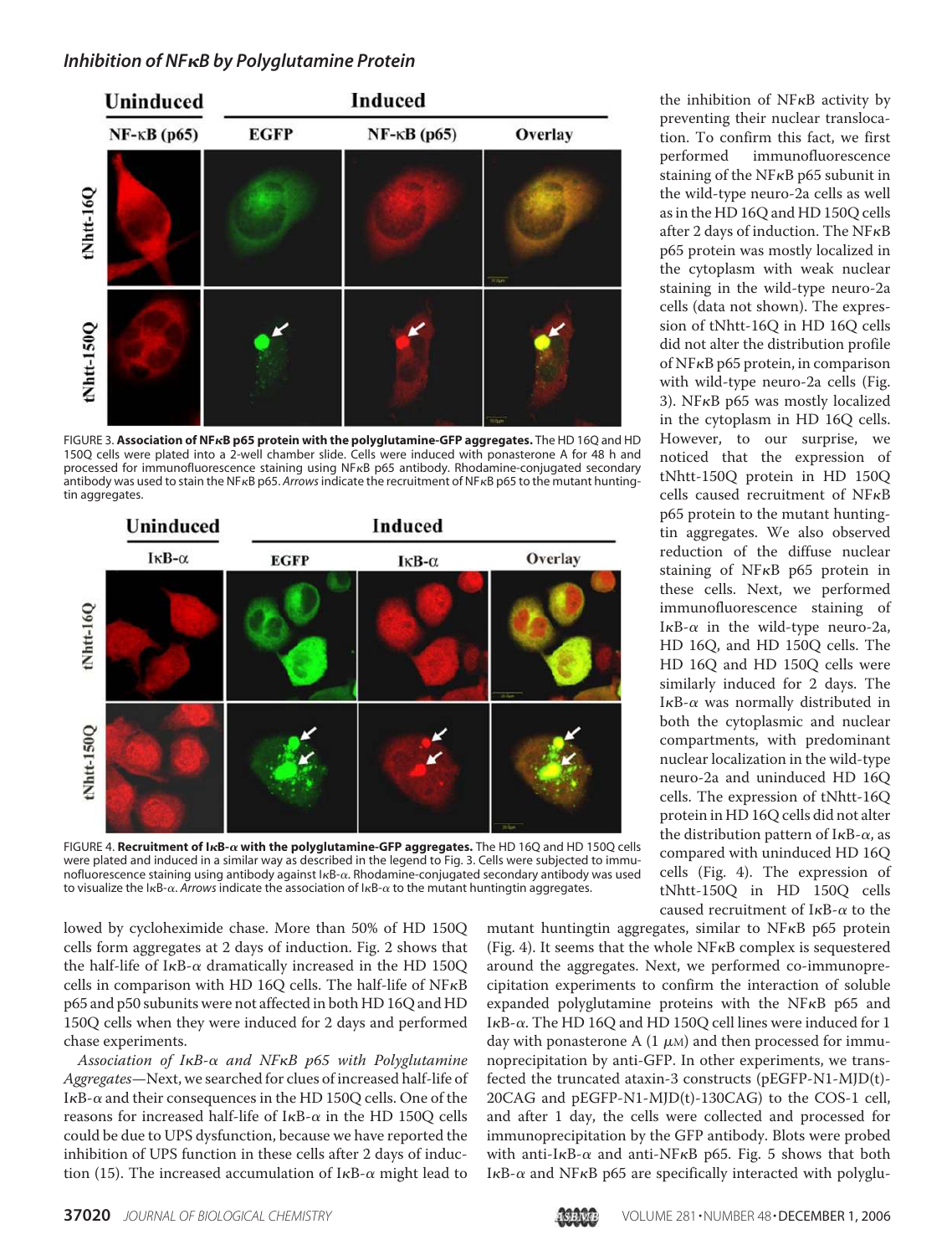FIGURE 3. **Association of NFκB p65 protein with the polyglutamine-GFP aggregates.** The HD 16Q and HD 150Q cells were plated into a 2-well chamber slide. Cells were induced with ponasterone A for 48 h and processed for immunofluorescence staining using NFκB p65 antibody. Rhodamine-conjugated secondary antibody was used to stain the NFκB p65. *Arrows* indicate the recruitment of NFκB p65 to the mutant huntingtin aggregates.

FIGURE 4. **Recruitment of IκB-α with the polyglutamine-GFP aggregates.** The HD 16Q and HD 150Q cells were plated and induced in a similar way as described in the legend to Fig. 3. Cells were subjected to immunofluorescence staining using antibody against IκB-α. Rhodamine-conjugated secondary antibody was used to visualize the IκB-α. *Arrows* indicate the association of IκB-α to the mutant huntingtin aggregates.

lowed by cycloheximide chase. More than 50% of HD 150Q cells form aggregates at 2 days of induction. Fig. 2 shows that the half-life of IκB-α dramatically increased in the HD 150Q cells in comparison with HD 16Q cells. The half-life of NFκB p65 and p50 subunits were not affected in both HD 16Q and HD 150Q cells when they were induced for 2 days and performed chase experiments.

*Association of IκB-α and NFκB p65 with Polyglutamine Aggregates*—Next, we searched for clues of increased half-life of IκB-α and their consequences in the HD 150Q cells. One of the reasons for increased half-life of IκB-α in the HD 150Q cells could be due to UPS dysfunction, because we have reported the inhibition of UPS function in these cells after 2 days of induction (15). The increased accumulation of IκB-α might lead to the inhibition of NFκB activity by preventing their nuclear translocation. To confirm this fact, we first performed immunofluorescence staining of the NFκB p65 subunit in the wild-type neuro-2a cells as well as in the HD 16Q and HD 150Q cells after 2 days of induction. The NFκB p65 protein was mostly localized in the cytoplasm with weak nuclear staining in the wild-type neuro-2a cells (data not shown). The expression of tNhtt-16Q in HD 16Q cells did not alter the distribution profile of NFκB p65 protein, in comparison with wild-type neuro-2a cells (Fig. 3). NFκB p65 was mostly localized in the cytoplasm in HD 16Q cells. However, to our surprise, we noticed that the expression of tNhtt-150Q protein in HD 150Q cells caused recruitment of NFκB p65 protein to the mutant huntingtin aggregates. We also observed reduction of the diffuse nuclear staining of NFκB p65 protein in these cells. Next, we performed immunofluorescence staining of IκB-α in the wild-type neuro-2a, HD 16Q, and HD 150Q cells. The HD 16Q and HD 150Q cells were similarly induced for 2 days. The IκB-α was normally distributed in both the cytoplasmic and nuclear compartments, with predominant nuclear localization in the wild-type neuro-2a and uninduced HD 16Q cells. The expression of tNhtt-16Q protein in HD 16Q cells did not alter the distribution pattern of IκB-α, as compared with uninduced HD 16Q cells (Fig. 4). The expression of tNhtt-150Q in HD 150Q cells caused recruitment of IκB-α to the mutant huntingtin aggregates, similar to NFκB p65 protein (Fig. 4). It seems that the whole NFκB complex is sequestered around the aggregates. Next, we performed co-immunoprecipitation experiments to confirm the interaction of soluble expanded polyglutamine proteins with the NFκB p65 and IκB-α. The HD 16Q and HD 150Q cell lines were induced for 1 day with ponasterone A (1 $\mu$M) and then processed for immunoprecipitation by anti-GFP. In other experiments, we transfected the truncated ataxin-3 constructs (pEGFP-N1-MJD(t)-20CAG and pEGFP-N1-MJD(t)-130CAG) to the COS-1 cell, and after 1 day, the cells were collected and processed for immunoprecipitation by the GFP antibody. Blots were probed with anti-IκB-α and anti-NFκB p65. Fig. 5 shows that both IκB-α and NFκB p65 are specifically interacted with polyglu-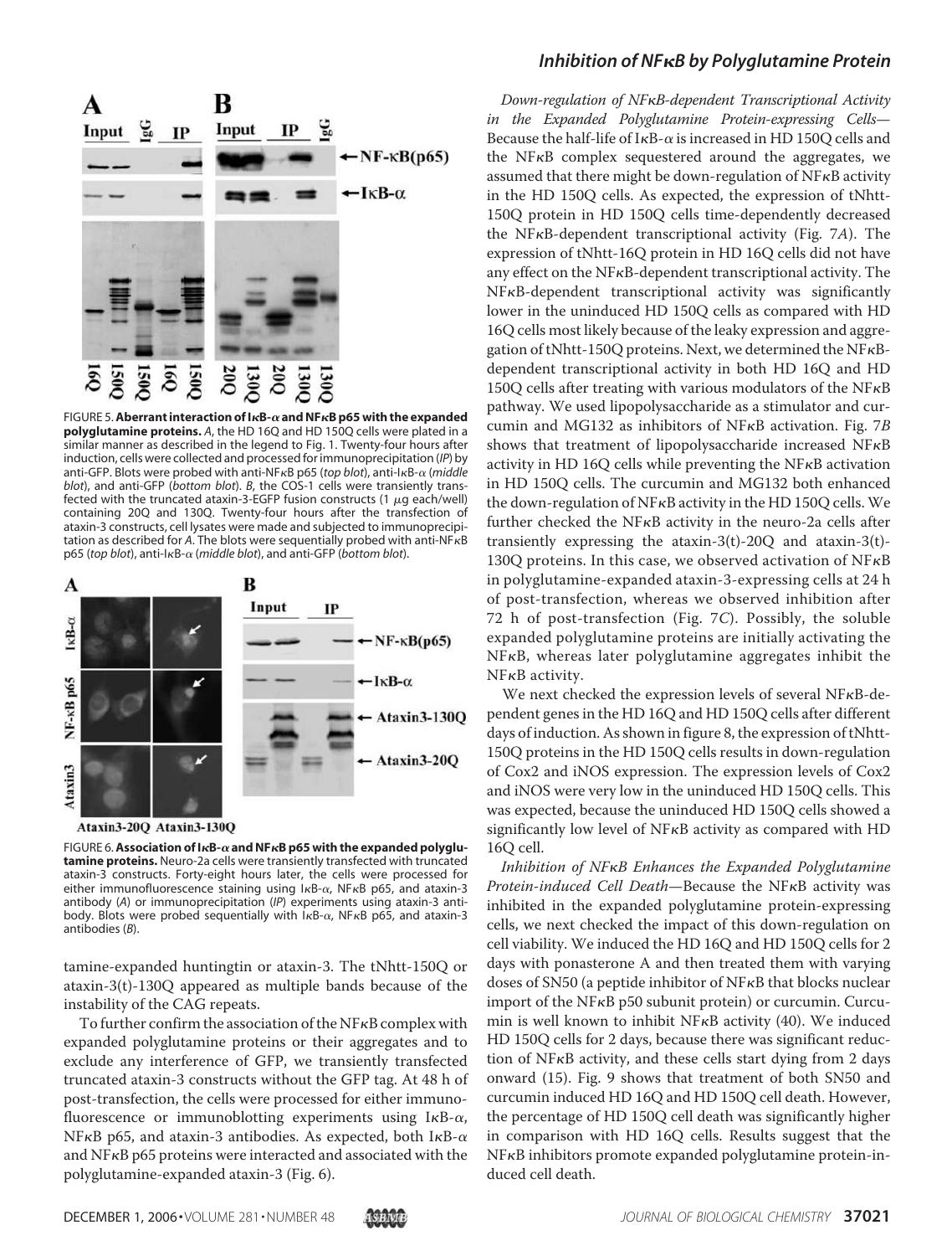FIGURE 5. **Aberrant interaction of IκB-α and NFκB p65 with the expanded polyglutamine proteins.** *A*, the HD 16Q and HD 150Q cells were plated in a similar manner as described in the legend to Fig. 1. Twenty-four hours after induction, cells were collected and processed for immunoprecipitation (*IP*) by anti-GFP. Blots were probed with anti-NFκB p65 (*top blot*), anti-IκB-α (*middle blot*), and anti-GFP (*bottom blot*). *B*, the COS-1 cells were transiently transfected with the truncated ataxin-3-EGFP fusion constructs (1 μg each/well) containing 20Q and 130Q. Twenty-four hours after the transfection of ataxin-3 constructs, cell lysates were made and subjected to immunoprecipitation as described for *A*. The blots were sequentially probed with anti-NFκB p65 (*top blot*), anti-IκB-α (*middle blot*), and anti-GFP (*bottom blot*).

FIGURE 6. **Association of IκB-α and NFκB p65 with the expanded polyglutamine proteins.** Neuro-2a cells were transiently transfected with truncated ataxin-3 constructs. Forty-eight hours later, the cells were processed for either immunofluorescence staining using IκB-α, NFκB p65, and ataxin-3 antibody (*A*) or immunoprecipitation (*IP*) experiments using ataxin-3 antibody. Blots were probed sequentially with IκB-α, NFκB p65, and ataxin-3 antibodies (*B*).

tamine-expanded huntingtin or ataxin-3. The tNhtt-150Q or ataxin-3(t)-130Q appeared as multiple bands because of the instability of the CAG repeats.

To further confirm the association of the NFκB complex with expanded polyglutamine proteins or their aggregates and to exclude any interference of GFP, we transiently transfected truncated ataxin-3 constructs without the GFP tag. At 48 h of post-transfection, the cells were processed for either immunofluorescence or immunoblotting experiments using IκB-α, NFκB p65, and ataxin-3 antibodies. As expected, both IκB-α and NFκB p65 proteins were interacted and associated with the polyglutamine-expanded ataxin-3 (Fig. 6).

*Down-regulation of NFκB-dependent Transcriptional Activity in the Expanded Polyglutamine Protein-expressing Cells*—Because the half-life of IκB-α is increased in HD 150Q cells and the NFκB complex sequestered around the aggregates, we assumed that there might be down-regulation of NFκB activity in the HD 150Q cells. As expected, the expression of tNhtt-150Q protein in HD 150Q cells time-dependently decreased the NFκB-dependent transcriptional activity (Fig. 7*A*). The expression of tNhtt-16Q protein in HD 16Q cells did not have any effect on the NFκB-dependent transcriptional activity. The NFκB-dependent transcriptional activity was significantly lower in the uninduced HD 150Q cells as compared with HD 16Q cells most likely because of the leaky expression and aggregation of tNhtt-150Q proteins. Next, we determined the NFκB-dependent transcriptional activity in both HD 16Q and HD 150Q cells after treating with various modulators of the NFκB pathway. We used lipopolysaccharide as a stimulator and curcumin and MG132 as inhibitors of NFκB activation. Fig. 7*B* shows that treatment of lipopolysaccharide increased NFκB activity in HD 16Q cells while preventing the NFκB activation in HD 150Q cells. The curcumin and MG132 both enhanced the down-regulation of NFκB activity in the HD 150Q cells. We further checked the NFκB activity in the neuro-2a cells after transiently expressing the ataxin-3(t)-20Q and ataxin-3(t)-130Q proteins. In this case, we observed activation of NFκB in polyglutamine-expanded ataxin-3-expressing cells at 24 h of post-transfection, whereas we observed inhibition after 72 h of post-transfection (Fig. 7*C*). Possibly, the soluble expanded polyglutamine proteins are initially activating the NFκB, whereas later polyglutamine aggregates inhibit the NFκB activity.

We next checked the expression levels of several NFκB-dependent genes in the HD 16Q and HD 150Q cells after different days of induction. As shown in figure 8, the expression of tNhtt-150Q proteins in the HD 150Q cells results in down-regulation of Cox2 and iNOS expression. The expression levels of Cox2 and iNOS were very low in the uninduced HD 150Q cells. This was expected, because the uninduced HD 150Q cells showed a significantly low level of NFκB activity as compared with HD 16Q cell.

*Inhibition of NFκB Enhances the Expanded Polyglutamine Protein-induced Cell Death*—Because the NFκB activity was inhibited in the expanded polyglutamine protein-expressing cells, we next checked the impact of this down-regulation on cell viability. We induced the HD 16Q and HD 150Q cells for 2 days with ponasterone A and then treated them with varying doses of SN50 (a peptide inhibitor of NFκB that blocks nuclear import of the NFκB p50 subunit protein) or curcumin. Curcumin is well known to inhibit NFκB activity (40). We induced HD 150Q cells for 2 days, because there was significant reduction of NFκB activity, and these cells start dying from 2 days onward (15). Fig. 9 shows that treatment of both SN50 and curcumin induced HD 16Q and HD 150Q cell death. However, the percentage of HD 150Q cell death was significantly higher in comparison with HD 16Q cells. Results suggest that the NFκB inhibitors promote expanded polyglutamine protein-induced cell death.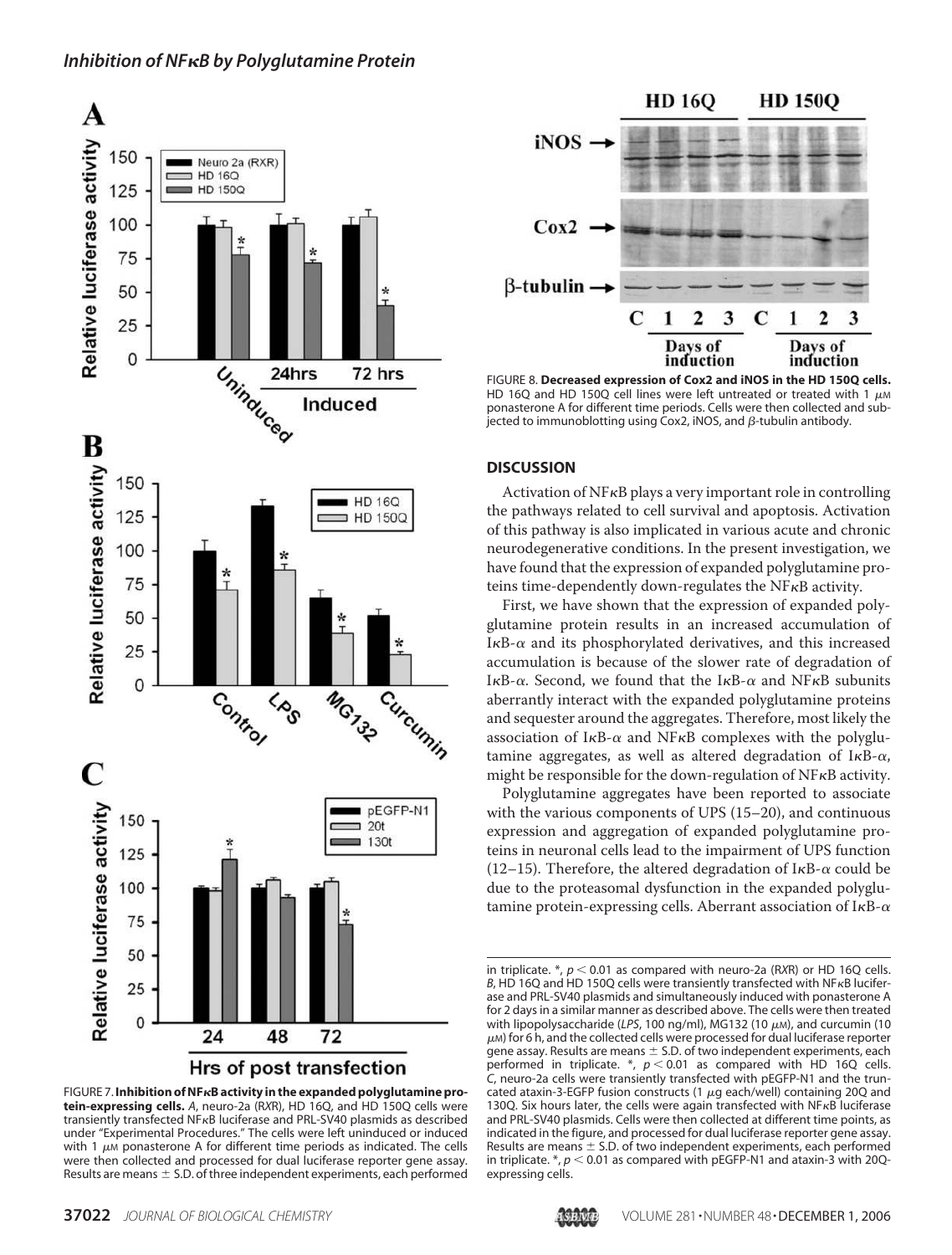FIGURE 7. **Inhibition of NFκB activity in the expanded polyglutamine protein-expressing cells.** *A*, neuro-2a (RXR), HD 16Q, and HD 150Q cells were transiently transfected NFκB luciferase and PRL-SV40 plasmids as described under "Experimental Procedures." The cells were left uninduced or induced with 1 μM ponasterone A for different time periods as indicated. The cells were then collected and processed for dual luciferase reporter gene assay. Results are means ± S.D. of three independent experiments, each performed in triplicate. *, $p < 0.01$ as compared with neuro-2a (RXR) or HD 16Q cells. *B*, HD 16Q and HD 150Q cells were transiently transfected with NFκB luciferase and PRL-SV40 plasmids and simultaneously induced with ponasterone A for 2 days in a similar manner as described above. The cells were then treated with lipopolysaccharide (*LPS*, 100 ng/ml), MG132 (10 μM), and curcumin (10 μM) for 6 h, and the collected cells were processed for dual luciferase reporter gene assay. Results are means ± S.D. of two independent experiments, each performed in triplicate. *, $p < 0.01$ as compared with HD 16Q cells. *C*, neuro-2a cells were transiently transfected with pEGFP-N1 and the truncated ataxin-3-EGFP fusion constructs (1 μg each/well) containing 20Q and 130Q. Six hours later, the cells were again transfected with NFκB luciferase and PRL-SV40 plasmids. Cells were then collected at different time points, as indicated in the figure, and processed for dual luciferase reporter gene assay. Results are means ± S.D. of two independent experiments, each performed in triplicate. *, $p < 0.01$ as compared with pEGFP-N1 and ataxin-3 with 20Q-expressing cells.

FIGURE 8. **Decreased expression of Cox2 and iNOS in the HD 150Q cells.** HD 16Q and HD 150Q cell lines were left untreated or treated with 1 μM ponasterone A for different time periods. Cells were then collected and subjected to immunoblotting using Cox2, iNOS, and β-tubulin antibody.

## DISCUSSION

Activation of NFκB plays a very important role in controlling the pathways related to cell survival and apoptosis. Activation of this pathway is also implicated in various acute and chronic neurodegenerative conditions. In the present investigation, we have found that the expression of expanded polyglutamine proteins time-dependently down-regulates the NFκB activity.

First, we have shown that the expression of expanded polyglutamine protein results in an increased accumulation of IκB-α and its phosphorylated derivatives, and this increased accumulation is because of the slower rate of degradation of IκB-α. Second, we found that the IκB-α and NFκB subunits aberrantly interact with the expanded polyglutamine proteins and sequester around the aggregates. Therefore, most likely the association of IκB-α and NFκB complexes with the polyglutamine aggregates, as well as altered degradation of IκB-α, might be responsible for the down-regulation of NFκB activity.

Polyglutamine aggregates have been reported to associate with the various components of UPS (15–20), and continuous expression and aggregation of expanded polyglutamine proteins in neuronal cells lead to the impairment of UPS function (12–15). Therefore, the altered degradation of IκB-α could be due to the proteasomal dysfunction in the expanded polyglutamine protein-expressing cells. Aberrant association of IκB-α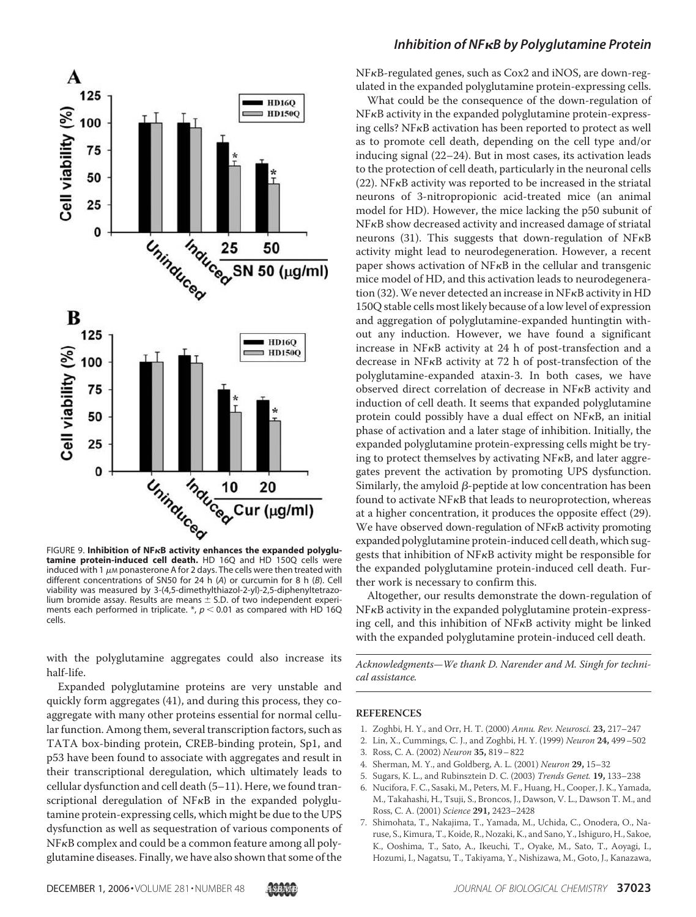FIGURE 9. **Inhibition of NFκB activity enhances the expanded polyglutamine protein-induced cell death.** HD 16Q and HD 150Q cells were induced with 1 μM ponasterone A for 2 days. The cells were then treated with different concentrations of SN50 for 24 h (*A*) or curcumin for 8 h (*B*). Cell viability was measured by 3-(4,5-dimethylthiazol-2-yl)-2,5-diphenyltetrazolium bromide assay. Results are means ± S.D. of two independent experiments each performed in triplicate. *, $p < 0.01$ as compared with HD 16Q cells.

with the polyglutamine aggregates could also increase its half-life.

Expanded polyglutamine proteins are very unstable and quickly form aggregates (41), and during this process, they co-aggregate with many other proteins essential for normal cellular function. Among them, several transcription factors, such as TATA box-binding protein, CREB-binding protein, Sp1, and p53 have been found to associate with aggregates and result in their transcriptional deregulation, which ultimately leads to cellular dysfunction and cell death (5–11). Here, we found transcriptional deregulation of NFκB in the expanded polyglutamine protein-expressing cells, which might be due to the UPS dysfunction as well as sequestration of various components of NFκB complex and could be a common feature among all polyglutamine diseases. Finally, we have also shown that some of the NFκB-regulated genes, such as Cox2 and iNOS, are down-regulated in the expanded polyglutamine protein-expressing cells.

What could be the consequence of the down-regulation of NFκB activity in the expanded polyglutamine protein-expressing cells? NFκB activation has been reported to protect as well as to promote cell death, depending on the cell type and/or inducing signal (22–24). But in most cases, its activation leads to the protection of cell death, particularly in the neuronal cells (22). NFκB activity was reported to be increased in the striatal neurons of 3-nitropropionic acid-treated mice (an animal model for HD). However, the mice lacking the p50 subunit of NFκB show decreased activity and increased damage of striatal neurons (31). This suggests that down-regulation of NFκB activity might lead to neurodegeneration. However, a recent paper shows activation of NFκB in the cellular and transgenic mice model of HD, and this activation leads to neurodegeneration (32). We never detected an increase in NFκB activity in HD 150Q stable cells most likely because of a low level of expression and aggregation of polyglutamine-expanded huntingtin without any induction. However, we have found a significant increase in NFκB activity at 24 h of post-transfection and a decrease in NFκB activity at 72 h of post-transfection of the polyglutamine-expanded ataxin-3. In both cases, we have observed direct correlation of decrease in NFκB activity and induction of cell death. It seems that expanded polyglutamine protein could possibly have a dual effect on NFκB, an initial phase of activation and a later stage of inhibition. Initially, the expanded polyglutamine protein-expressing cells might be trying to protect themselves by activating NFκB, and later aggregates prevent the activation by promoting UPS dysfunction. Similarly, the amyloid β-peptide at low concentration has been found to activate NFκB that leads to neuroprotection, whereas at a higher concentration, it produces the opposite effect (29). We have observed down-regulation of NFκB activity promoting expanded polyglutamine protein-induced cell death, which suggests that inhibition of NFκB activity might be responsible for the expanded polyglutamine protein-induced cell death. Further work is necessary to confirm this.

Altogether, our results demonstrate the down-regulation of NFκB activity in the expanded polyglutamine protein-expressing cell, and this inhibition of NFκB activity might be linked with the expanded polyglutamine protein-induced cell death.

*Acknowledgments—We thank D. Narender and M. Singh for technical assistance.*

## REFERENCES

1. Zoghbi, H. Y., and Orr, H. T. (2000) *Annu. Rev. Neurosci.* **23,** 217–247
2. Lin, X., Cummings, C. J., and Zoghbi, H. Y. (1999) *Neuron* **24,** 499–502
3. Ross, C. A. (2002) *Neuron* **35,** 819–822
4. Sherman, M. Y., and Goldberg, A. L. (2001) *Neuron* **29,** 15–32
5. Sugars, K. L., and Rubinsztein D. C. (2003) *Trends Genet.* **19,** 133–238
6. Nucifora, F. C., Sasaki, M., Peters, M. F., Huang, H., Cooper, J. K., Yamada, M., Takahashi, H., Tsuji, S., Broncos, J., Dawson, V. L., Dawson T. M., and Ross, C. A. (2001) *Science* **291,** 2423–2428
7. Shimohata, T., Nakajima, T., Yamada, M., Uchida, C., Onodera, O., Naruse, S., Kimura, T., Koide, R., Nozaki, K., and Sano, Y., Ishiguro, H., Sakoe, K., Ooshima, T., Sato, A., Ikeuchi, T., Oyake, M., Sato, T., Aoyagi, I., Hozumi, I., Nagatsu, T., Takiyama, Y., Nishizawa, M., Goto, J., Kanazawa,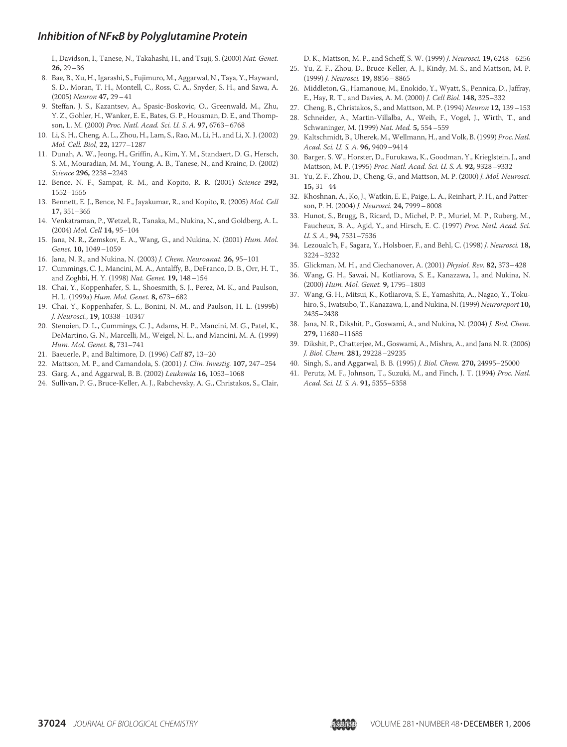I., Davidson, I., Tanese, N., Takahashi, H., and Tsuji, S. (2000) *Nat. Genet.* **26,** 29–36
8. Bae, B., Xu, H., Igarashi, S., Fujimuro, M., Aggarwal, N., Taya, Y., Hayward, S. D., Moran, T. H., Montell, C., Ross, C. A., Snyder, S. H., and Sawa, A. (2005) *Neuron* **47,** 29–41
9. Steffan, J. S., Kazantsev, A., Spasic-Boskovic, O., Greenwald, M., Zhu, Y. Z., Gohler, H., Wanker, E. E., Bates, G. P., Housman, D. E., and Thompson, L. M. (2000) *Proc. Natl. Acad. Sci. U. S. A.* **97,** 6763–6768
10. Li, S. H., Cheng, A. L., Zhou, H., Lam, S., Rao, M., Li, H., and Li, X. J. (2002) *Mol. Cell. Biol*, **22,** 1277–1287
11. Dunah, A. W., Jeong, H., Griffin, A., Kim, Y. M., Standaert, D. G., Hersch, S. M., Mouradian, M. M., Young, A. B., Tanese, N., and Krainc, D. (2002) *Science* **296,** 2238–2243
12. Bence, N. F., Sampat, R. M., and Kopito, R. R. (2001) *Science* **292,** 1552–1555
13. Bennett, E. J., Bence, N. F., Jayakumar, R., and Kopito, R. (2005) *Mol. Cell* **17,** 351–365
14. Venkatraman, P., Wetzel, R., Tanaka, M., Nukina, N., and Goldberg, A. L. (2004) *Mol. Cell* **14,** 95–104
15. Jana, N. R., Zemskov, E. A., Wang, G., and Nukina, N. (2001) *Hum. Mol. Genet.* **10,** 1049–1059
16. Jana, N. R., and Nukina, N. (2003) *J. Chem. Neuroanat.* **26,** 95–101
17. Cummings, C. J., Mancini, M. A., Antalffy, B., DeFranco, D. B., Orr, H. T., and Zoghbi, H. Y. (1998) *Nat. Genet.* **19,** 148–154
18. Chai, Y., Koppenhafer, S. L., Shoesmith, S. J., Perez, M. K., and Paulson, H. L. (1999a) *Hum. Mol. Genet.* **8,** 673–682
19. Chai, Y., Koppenhafer, S. L., Bonini, N. M., and Paulson, H. L. (1999b) *J. Neurosci.*, **19,** 10338–10347
20. Stenoien, D. L., Cummings, C. J., Adams, H. P., Mancini, M. G., Patel, K., DeMartino, G. N., Marcelli, M., Weigel, N. L., and Mancini, M. A. (1999) *Hum. Mol. Genet.* **8,** 731–741
21. Baeuerle, P., and Baltimore, D. (1996) *Cell* **87,** 13–20
22. Mattson, M. P., and Camandola, S. (2001) *J. Clin. Investig.* **107,** 247–254
23. Garg, A., and Aggarwal, B. B. (2002) *Leukemia* **16,** 1053–1068
24. Sullivan, P. G., Bruce-Keller, A. J., Rabchevsky, A. G., Christakos, S., Clair, D. K., Mattson, M. P., and Scheff, S. W. (1999) *J. Neurosci.* **19,** 6248–6256
25. Yu, Z. F., Zhou, D., Bruce-Keller, A. J., Kindy, M. S., and Mattson, M. P. (1999) *J. Neurosci.* **19,** 8856–8865
26. Middleton, G., Hamanoue, M., Enokido, Y., Wyatt, S., Pennica, D., Jaffray, E., Hay, R. T., and Davies, A. M. (2000) *J. Cell Biol.* **148,** 325–332
27. Cheng, B., Christakos, S., and Mattson, M. P. (1994) *Neuron* **12,** 139–153
28. Schneider, A., Martin-Villalba, A., Weih, F., Vogel, J., Wirth, T., and Schwaninger, M. (1999) *Nat. Med.* **5,** 554–559
29. Kaltschmidt, B., Uherek, M., Wellmann, H., and Volk, B. (1999) *Proc. Natl. Acad. Sci. U. S. A.* **96,** 9409–9414
30. Barger, S. W., Horster, D., Furukawa, K., Goodman, Y., Krieglstein, J., and Mattson, M. P. (1995) *Proc. Natl. Acad. Sci. U. S. A.* **92,** 9328–9332
31. Yu, Z. F., Zhou, D., Cheng, G., and Mattson, M. P. (2000) *J. Mol. Neurosci.* **15,** 31–44
32. Khoshnan, A., Ko, J., Watkin, E. E., Paige, L. A., Reinhart, P. H., and Patterson, P. H. (2004) *J. Neurosci.* **24,** 7999–8008
33. Hunot, S., Brugg, B., Ricard, D., Michel, P. P., Muriel, M. P., Ruberg, M., Faucheux, B. A., Agid, Y., and Hirsch, E. C. (1997) *Proc. Natl. Acad. Sci. U. S. A.*, **94,** 7531–7536
34. Lezoualc'h, F., Sagara, Y., Holsboer, F., and Behl, C. (1998) *J. Neurosci.* **18,** 3224–3232
35. Glickman, M. H., and Ciechanover, A. (2001) *Physiol. Rev.* **82,** 373–428
36. Wang, G. H., Sawai, N., Kotliarova, S. E., Kanazawa, I., and Nukina, N. (2000) *Hum. Mol. Genet.* **9,** 1795–1803
37. Wang, G. H., Mitsui, K., Kotliarova, S. E., Yamashita, A., Nagao, Y., Tokuhiro, S., Iwatsubo, T., Kanazawa, I., and Nukina, N. (1999) *Neuroreport* **10,** 2435–2438
38. Jana, N. R., Dikshit, P., Goswami, A., and Nukina, N. (2004) *J. Biol. Chem.* **279,** 11680–11685
39. Dikshit, P., Chatterjee, M., Goswami, A., Mishra, A., and Jana N. R. (2006) *J. Biol. Chem.* **281,** 29228–29235
40. Singh, S., and Aggarwal, B. B. (1995) *J. Biol. Chem.* **270,** 24995–25000
41. Perutz, M. F., Johnson, T., Suzuki, M., and Finch, J. T. (1994) *Proc. Natl. Acad. Sci. U. S. A.* **91,** 5355–5358